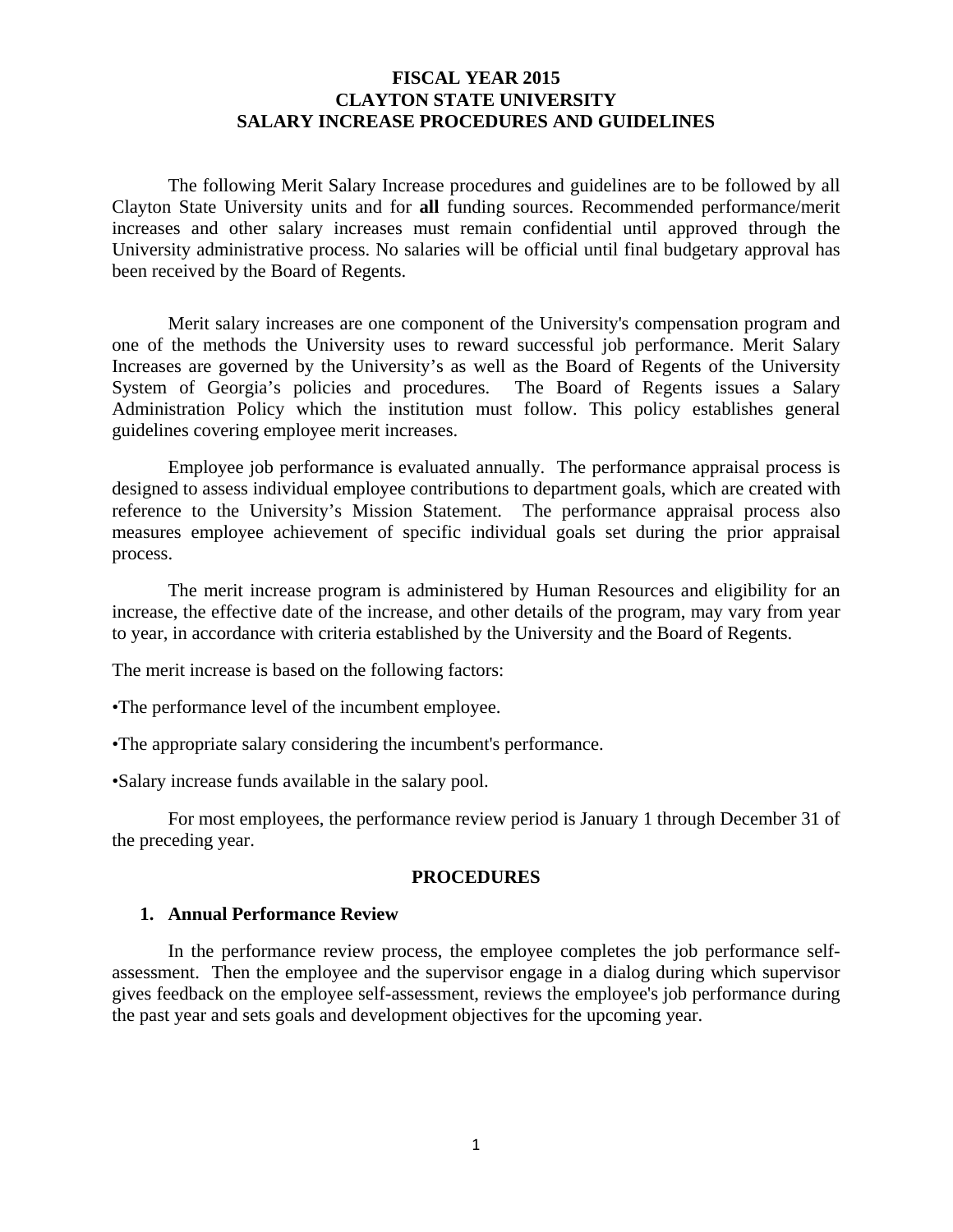# FISCAL YEAR 2015
# CLAYTON STATE UNIVERSITY
# SALARY INCREASE PROCEDURES AND GUIDELINES

The following Merit Salary Increase procedures and guidelines are to be followed by all Clayton State University units and for **all** funding sources. Recommended performance/merit increases and other salary increases must remain confidential until approved through the University administrative process. No salaries will be official until final budgetary approval has been received by the Board of Regents.

Merit salary increases are one component of the University's compensation program and one of the methods the University uses to reward successful job performance. Merit Salary Increases are governed by the University's as well as the Board of Regents of the University System of Georgia's policies and procedures. The Board of Regents issues a Salary Administration Policy which the institution must follow. This policy establishes general guidelines covering employee merit increases.

Employee job performance is evaluated annually. The performance appraisal process is designed to assess individual employee contributions to department goals, which are created with reference to the University's Mission Statement. The performance appraisal process also measures employee achievement of specific individual goals set during the prior appraisal process.

The merit increase program is administered by Human Resources and eligibility for an increase, the effective date of the increase, and other details of the program, may vary from year to year, in accordance with criteria established by the University and the Board of Regents.

The merit increase is based on the following factors:

- The performance level of the incumbent employee.
- The appropriate salary considering the incumbent's performance.
- Salary increase funds available in the salary pool.

For most employees, the performance review period is January 1 through December 31 of the preceding year.

## PROCEDURES

### 1. Annual Performance Review

In the performance review process, the employee completes the job performance self-assessment. Then the employee and the supervisor engage in a dialog during which supervisor gives feedback on the employee self-assessment, reviews the employee's job performance during the past year and sets goals and development objectives for the upcoming year.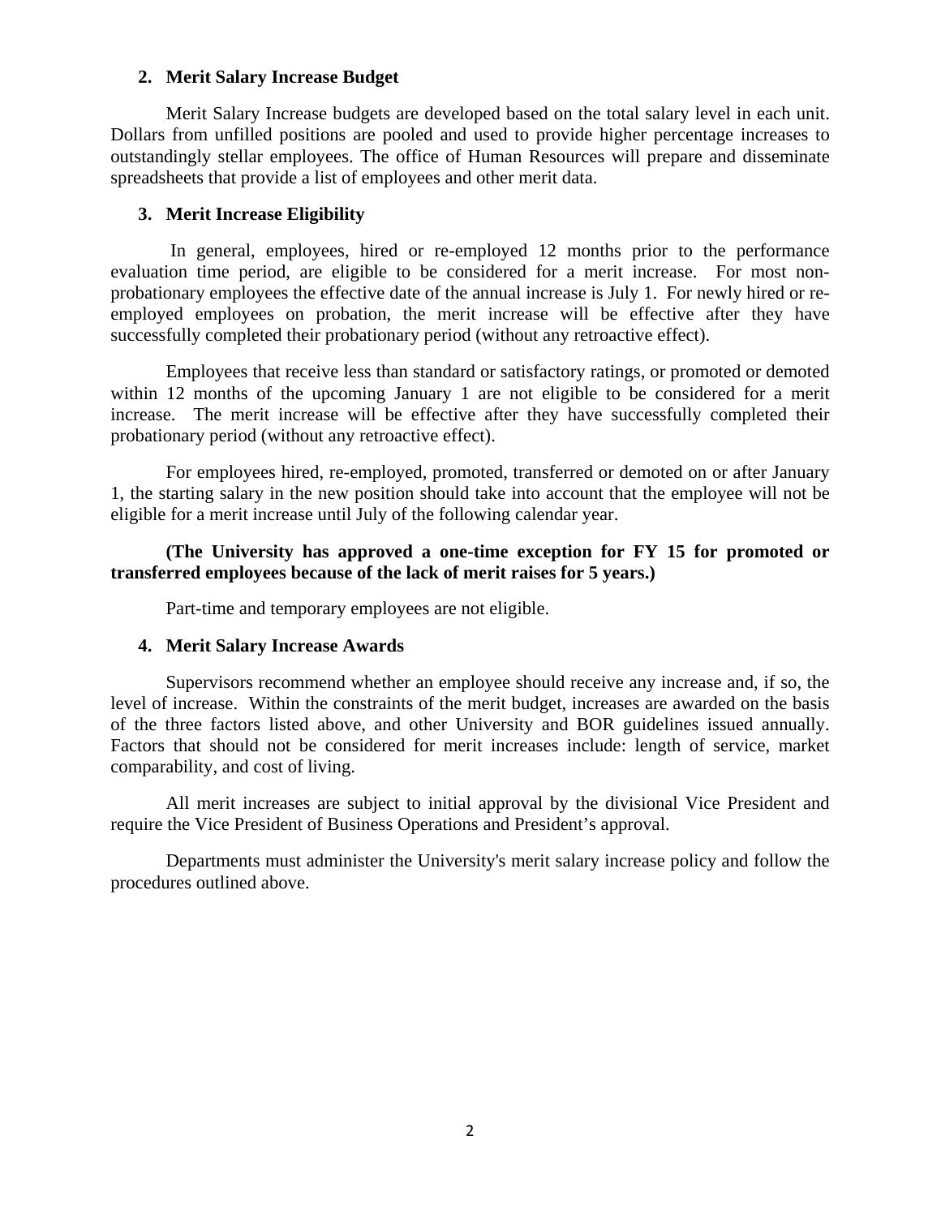## 2. Merit Salary Increase Budget

Merit Salary Increase budgets are developed based on the total salary level in each unit. Dollars from unfilled positions are pooled and used to provide higher percentage increases to outstandingly stellar employees. The office of Human Resources will prepare and disseminate spreadsheets that provide a list of employees and other merit data.

## 3. Merit Increase Eligibility

In general, employees, hired or re-employed 12 months prior to the performance evaluation time period, are eligible to be considered for a merit increase. For most non-probationary employees the effective date of the annual increase is July 1. For newly hired or re-employed employees on probation, the merit increase will be effective after they have successfully completed their probationary period (without any retroactive effect).

Employees that receive less than standard or satisfactory ratings, or promoted or demoted within 12 months of the upcoming January 1 are not eligible to be considered for a merit increase. The merit increase will be effective after they have successfully completed their probationary period (without any retroactive effect).

For employees hired, re-employed, promoted, transferred or demoted on or after January 1, the starting salary in the new position should take into account that the employee will not be eligible for a merit increase until July of the following calendar year.

**(The University has approved a one-time exception for FY 15 for promoted or transferred employees because of the lack of merit raises for 5 years.)**

Part-time and temporary employees are not eligible.

## 4. Merit Salary Increase Awards

Supervisors recommend whether an employee should receive any increase and, if so, the level of increase. Within the constraints of the merit budget, increases are awarded on the basis of the three factors listed above, and other University and BOR guidelines issued annually. Factors that should not be considered for merit increases include: length of service, market comparability, and cost of living.

All merit increases are subject to initial approval by the divisional Vice President and require the Vice President of Business Operations and President's approval.

Departments must administer the University's merit salary increase policy and follow the procedures outlined above.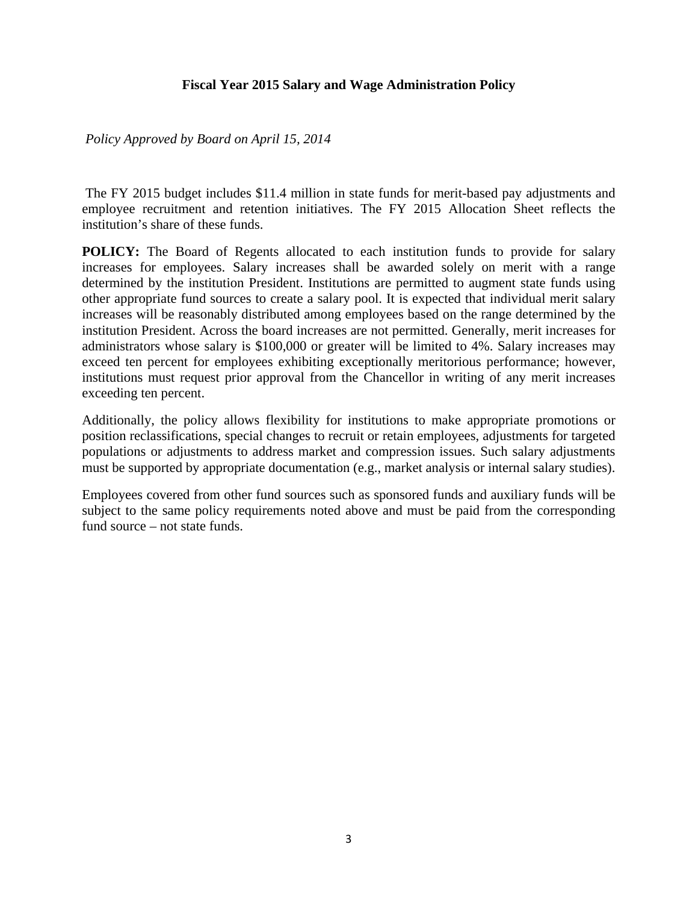# Fiscal Year 2015 Salary and Wage Administration Policy

*Policy Approved by Board on April 15, 2014*

The FY 2015 budget includes $11.4 million in state funds for merit-based pay adjustments and employee recruitment and retention initiatives. The FY 2015 Allocation Sheet reflects the institution's share of these funds.

**POLICY:** The Board of Regents allocated to each institution funds to provide for salary increases for employees. Salary increases shall be awarded solely on merit with a range determined by the institution President. Institutions are permitted to augment state funds using other appropriate fund sources to create a salary pool. It is expected that individual merit salary increases will be reasonably distributed among employees based on the range determined by the institution President. Across the board increases are not permitted. Generally, merit increases for administrators whose salary is $100,000 or greater will be limited to 4%. Salary increases may exceed ten percent for employees exhibiting exceptionally meritorious performance; however, institutions must request prior approval from the Chancellor in writing of any merit increases exceeding ten percent.

Additionally, the policy allows flexibility for institutions to make appropriate promotions or position reclassifications, special changes to recruit or retain employees, adjustments for targeted populations or adjustments to address market and compression issues. Such salary adjustments must be supported by appropriate documentation (e.g., market analysis or internal salary studies).

Employees covered from other fund sources such as sponsored funds and auxiliary funds will be subject to the same policy requirements noted above and must be paid from the corresponding fund source – not state funds.